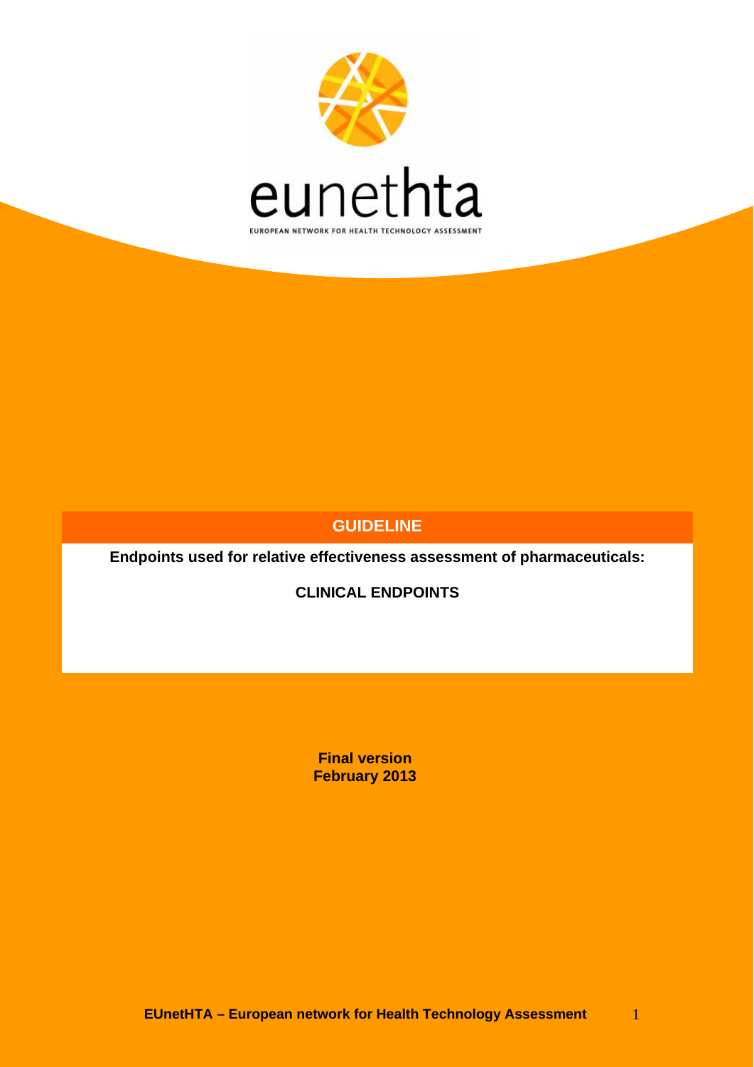eunethta

EUROPEAN NETWORK FOR HEALTH TECHNOLOGY ASSESSMENT

# GUIDELINE

**Endpoints used for relative effectiveness assessment of pharmaceuticals:**

**CLINICAL ENDPOINTS**

**Final version**
**February 2013**

**EUnetHTA – European network for Health Technology Assessment**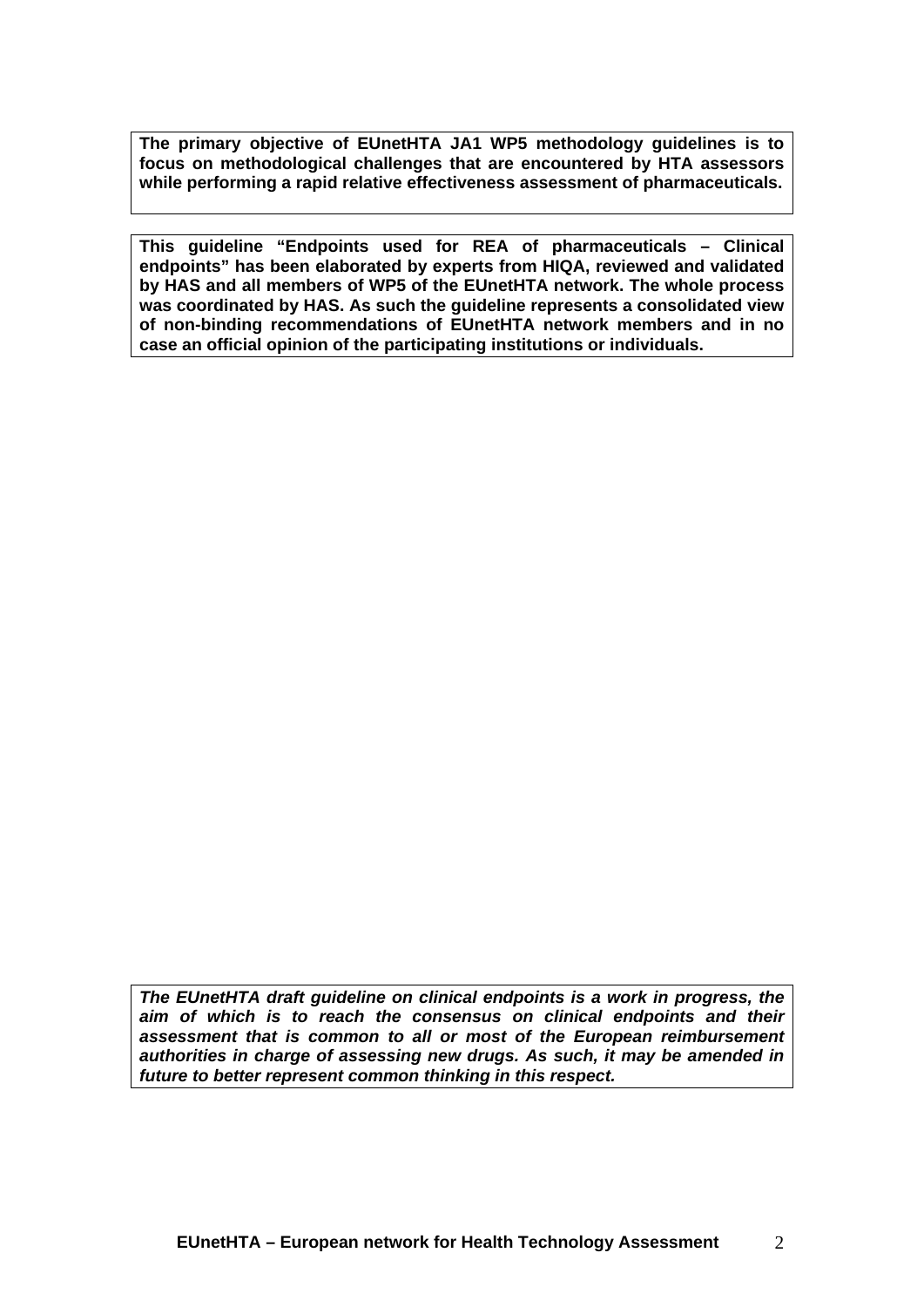**The primary objective of EUnetHTA JA1 WP5 methodology guidelines is to focus on methodological challenges that are encountered by HTA assessors while performing a rapid relative effectiveness assessment of pharmaceuticals.**

**This guideline "Endpoints used for REA of pharmaceuticals – Clinical endpoints" has been elaborated by experts from HIQA, reviewed and validated by HAS and all members of WP5 of the EUnetHTA network. The whole process was coordinated by HAS. As such the guideline represents a consolidated view of non-binding recommendations of EUnetHTA network members and in no case an official opinion of the participating institutions or individuals.**

***The EUnetHTA draft guideline on clinical endpoints is a work in progress, the aim of which is to reach the consensus on clinical endpoints and their assessment that is common to all or most of the European reimbursement authorities in charge of assessing new drugs. As such, it may be amended in future to better represent common thinking in this respect.***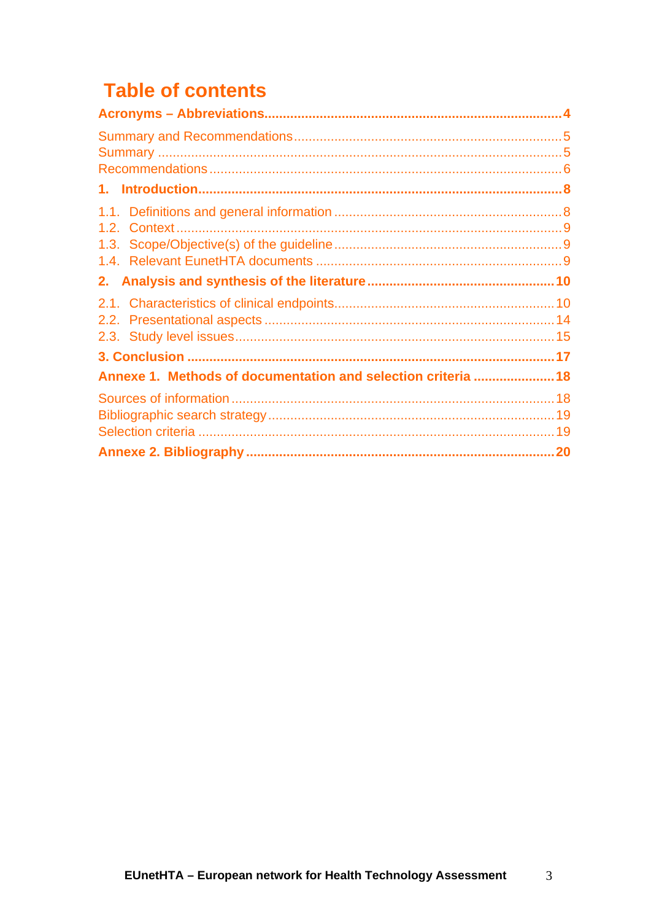# Table of contents

**Acronyms – Abbreviations....................................................................................4**

Summary and Recommendations........................................................................5
Summary ............................................................................................................5
Recommendations...............................................................................................6

**1. Introduction.........................................................................................................8**

1.1. Definitions and general information ..............................................................8
1.2. Context..........................................................................................................9
1.3. Scope/Objective(s) of the guideline ..............................................................9
1.4. Relevant EunetHTA documents ...................................................................9

**2. Analysis and synthesis of the literature ...........................................................10**

2.1. Characteristics of clinical endpoints............................................................10
2.2. Presentational aspects ...............................................................................14
2.3. Study level issues.......................................................................................15

**3. Conclusion .......................................................................................................17**

**Annexe 1. Methods of documentation and selection criteria ........................18**

Sources of information ........................................................................................18
Bibliographic search strategy..............................................................................19
Selection criteria .................................................................................................19

**Annexe 2. Bibliography ......................................................................................20**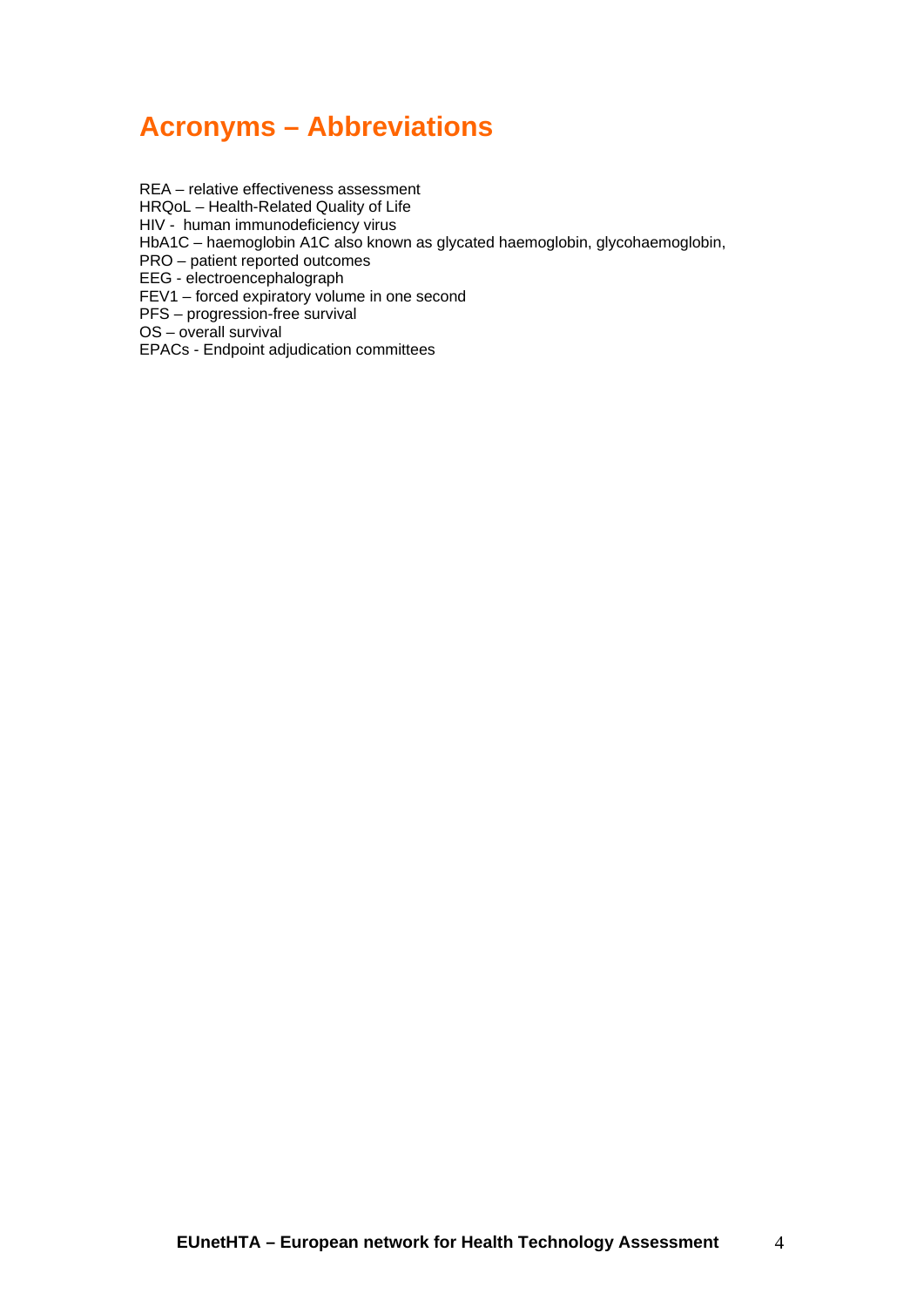# Acronyms – Abbreviations

REA – relative effectiveness assessment
HRQoL – Health-Related Quality of Life
HIV - human immunodeficiency virus
HbA1C – haemoglobin A1C also known as glycated haemoglobin, glycohaemoglobin,
PRO – patient reported outcomes
EEG - electroencephalograph
FEV1 – forced expiratory volume in one second
PFS – progression-free survival
OS – overall survival
EPACs - Endpoint adjudication committees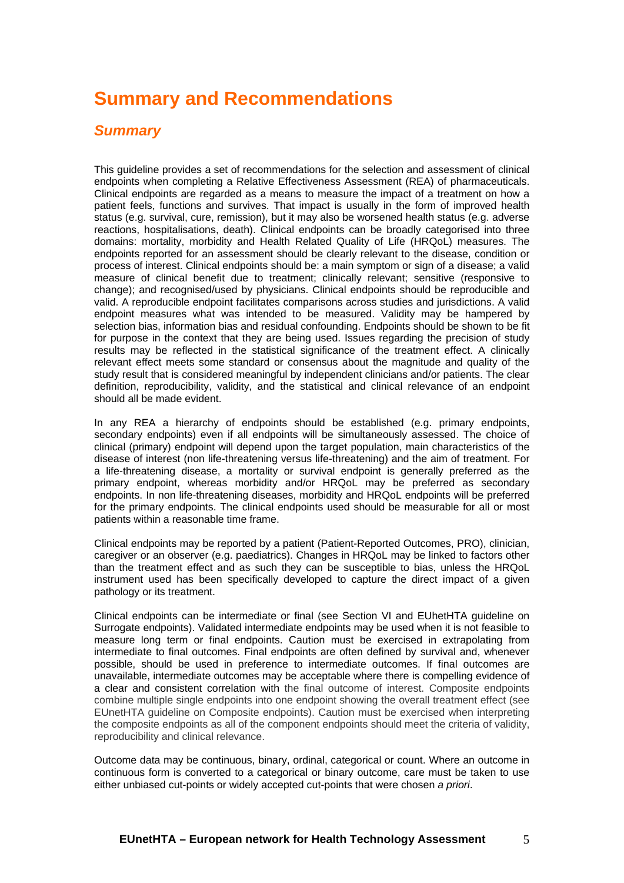# Summary and Recommendations

## *Summary*

This guideline provides a set of recommendations for the selection and assessment of clinical endpoints when completing a Relative Effectiveness Assessment (REA) of pharmaceuticals. Clinical endpoints are regarded as a means to measure the impact of a treatment on how a patient feels, functions and survives. That impact is usually in the form of improved health status (e.g. survival, cure, remission), but it may also be worsened health status (e.g. adverse reactions, hospitalisations, death). Clinical endpoints can be broadly categorised into three domains: mortality, morbidity and Health Related Quality of Life (HRQoL) measures. The endpoints reported for an assessment should be clearly relevant to the disease, condition or process of interest. Clinical endpoints should be: a main symptom or sign of a disease; a valid measure of clinical benefit due to treatment; clinically relevant; sensitive (responsive to change); and recognised/used by physicians. Clinical endpoints should be reproducible and valid. A reproducible endpoint facilitates comparisons across studies and jurisdictions. A valid endpoint measures what was intended to be measured. Validity may be hampered by selection bias, information bias and residual confounding. Endpoints should be shown to be fit for purpose in the context that they are being used. Issues regarding the precision of study results may be reflected in the statistical significance of the treatment effect. A clinically relevant effect meets some standard or consensus about the magnitude and quality of the study result that is considered meaningful by independent clinicians and/or patients. The clear definition, reproducibility, validity, and the statistical and clinical relevance of an endpoint should all be made evident.

In any REA a hierarchy of endpoints should be established (e.g. primary endpoints, secondary endpoints) even if all endpoints will be simultaneously assessed. The choice of clinical (primary) endpoint will depend upon the target population, main characteristics of the disease of interest (non life-threatening versus life-threatening) and the aim of treatment. For a life-threatening disease, a mortality or survival endpoint is generally preferred as the primary endpoint, whereas morbidity and/or HRQoL may be preferred as secondary endpoints. In non life-threatening diseases, morbidity and HRQoL endpoints will be preferred for the primary endpoints. The clinical endpoints used should be measurable for all or most patients within a reasonable time frame.

Clinical endpoints may be reported by a patient (Patient-Reported Outcomes, PRO), clinician, caregiver or an observer (e.g. paediatrics). Changes in HRQoL may be linked to factors other than the treatment effect and as such they can be susceptible to bias, unless the HRQoL instrument used has been specifically developed to capture the direct impact of a given pathology or its treatment.

Clinical endpoints can be intermediate or final (see Section VI and EUhetHTA guideline on Surrogate endpoints). Validated intermediate endpoints may be used when it is not feasible to measure long term or final endpoints. Caution must be exercised in extrapolating from intermediate to final outcomes. Final endpoints are often defined by survival and, whenever possible, should be used in preference to intermediate outcomes. If final outcomes are unavailable, intermediate outcomes may be acceptable where there is compelling evidence of a clear and consistent correlation with the final outcome of interest. Composite endpoints combine multiple single endpoints into one endpoint showing the overall treatment effect (see EUnetHTA guideline on Composite endpoints). Caution must be exercised when interpreting the composite endpoints as all of the component endpoints should meet the criteria of validity, reproducibility and clinical relevance.

Outcome data may be continuous, binary, ordinal, categorical or count. Where an outcome in continuous form is converted to a categorical or binary outcome, care must be taken to use either unbiased cut-points or widely accepted cut-points that were chosen *a priori*.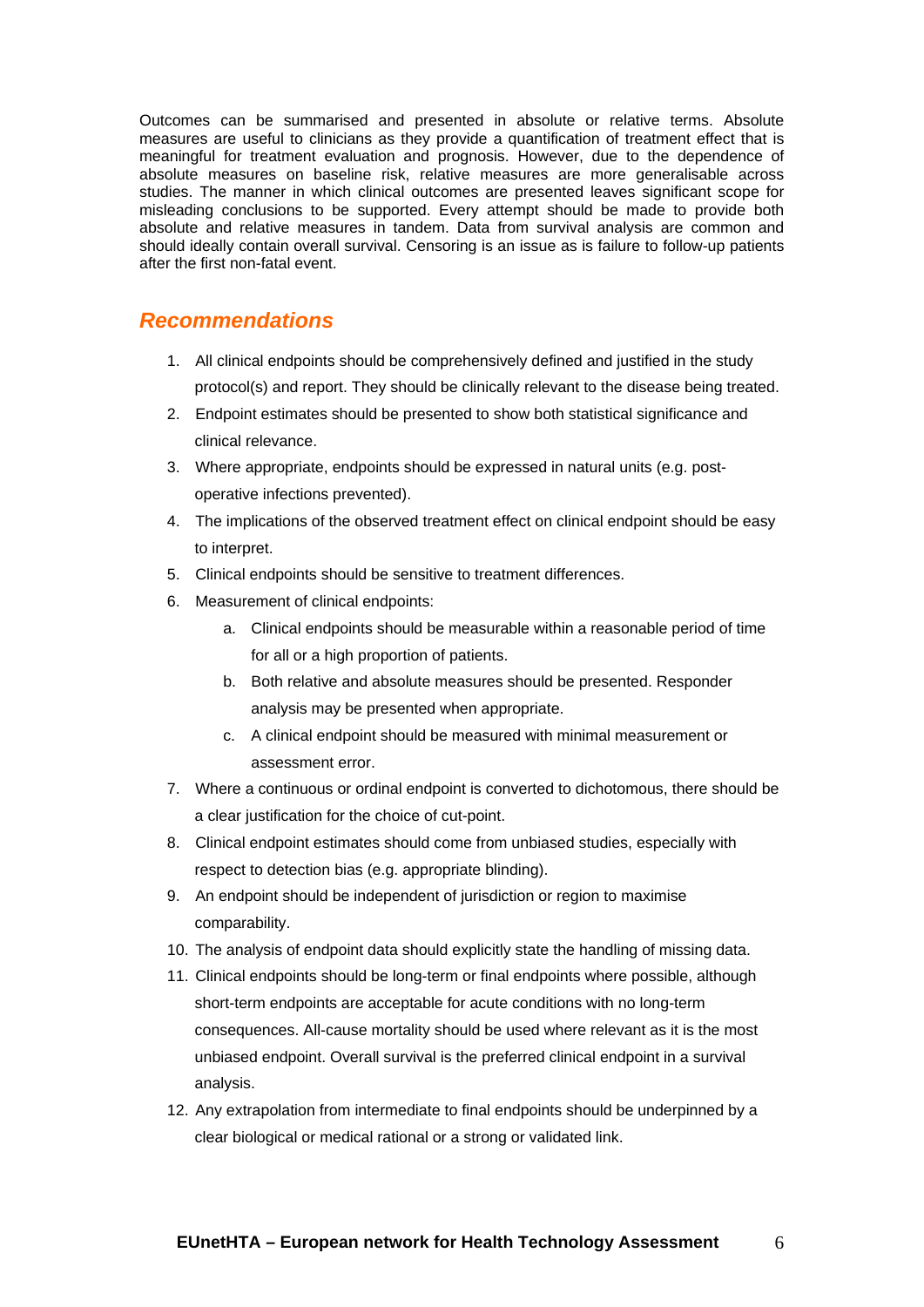Outcomes can be summarised and presented in absolute or relative terms. Absolute measures are useful to clinicians as they provide a quantification of treatment effect that is meaningful for treatment evaluation and prognosis. However, due to the dependence of absolute measures on baseline risk, relative measures are more generalisable across studies. The manner in which clinical outcomes are presented leaves significant scope for misleading conclusions to be supported. Every attempt should be made to provide both absolute and relative measures in tandem. Data from survival analysis are common and should ideally contain overall survival. Censoring is an issue as is failure to follow-up patients after the first non-fatal event.

## *Recommendations*

1. All clinical endpoints should be comprehensively defined and justified in the study protocol(s) and report. They should be clinically relevant to the disease being treated.
2. Endpoint estimates should be presented to show both statistical significance and clinical relevance.
3. Where appropriate, endpoints should be expressed in natural units (e.g. post-operative infections prevented).
4. The implications of the observed treatment effect on clinical endpoint should be easy to interpret.
5. Clinical endpoints should be sensitive to treatment differences.
6. Measurement of clinical endpoints:
    a. Clinical endpoints should be measurable within a reasonable period of time for all or a high proportion of patients.
    b. Both relative and absolute measures should be presented. Responder analysis may be presented when appropriate.
    c. A clinical endpoint should be measured with minimal measurement or assessment error.
7. Where a continuous or ordinal endpoint is converted to dichotomous, there should be a clear justification for the choice of cut-point.
8. Clinical endpoint estimates should come from unbiased studies, especially with respect to detection bias (e.g. appropriate blinding).
9. An endpoint should be independent of jurisdiction or region to maximise comparability.
10. The analysis of endpoint data should explicitly state the handling of missing data.
11. Clinical endpoints should be long-term or final endpoints where possible, although short-term endpoints are acceptable for acute conditions with no long-term consequences. All-cause mortality should be used where relevant as it is the most unbiased endpoint. Overall survival is the preferred clinical endpoint in a survival analysis.
12. Any extrapolation from intermediate to final endpoints should be underpinned by a clear biological or medical rational or a strong or validated link.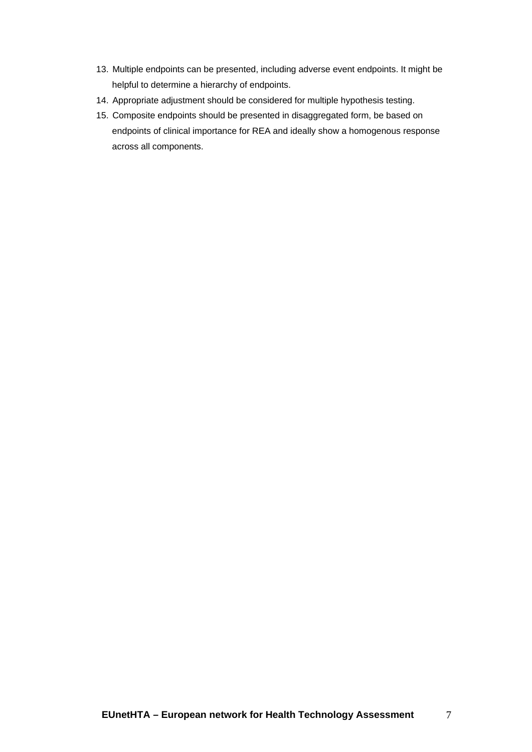13. Multiple endpoints can be presented, including adverse event endpoints. It might be helpful to determine a hierarchy of endpoints.
14. Appropriate adjustment should be considered for multiple hypothesis testing.
15. Composite endpoints should be presented in disaggregated form, be based on endpoints of clinical importance for REA and ideally show a homogenous response across all components.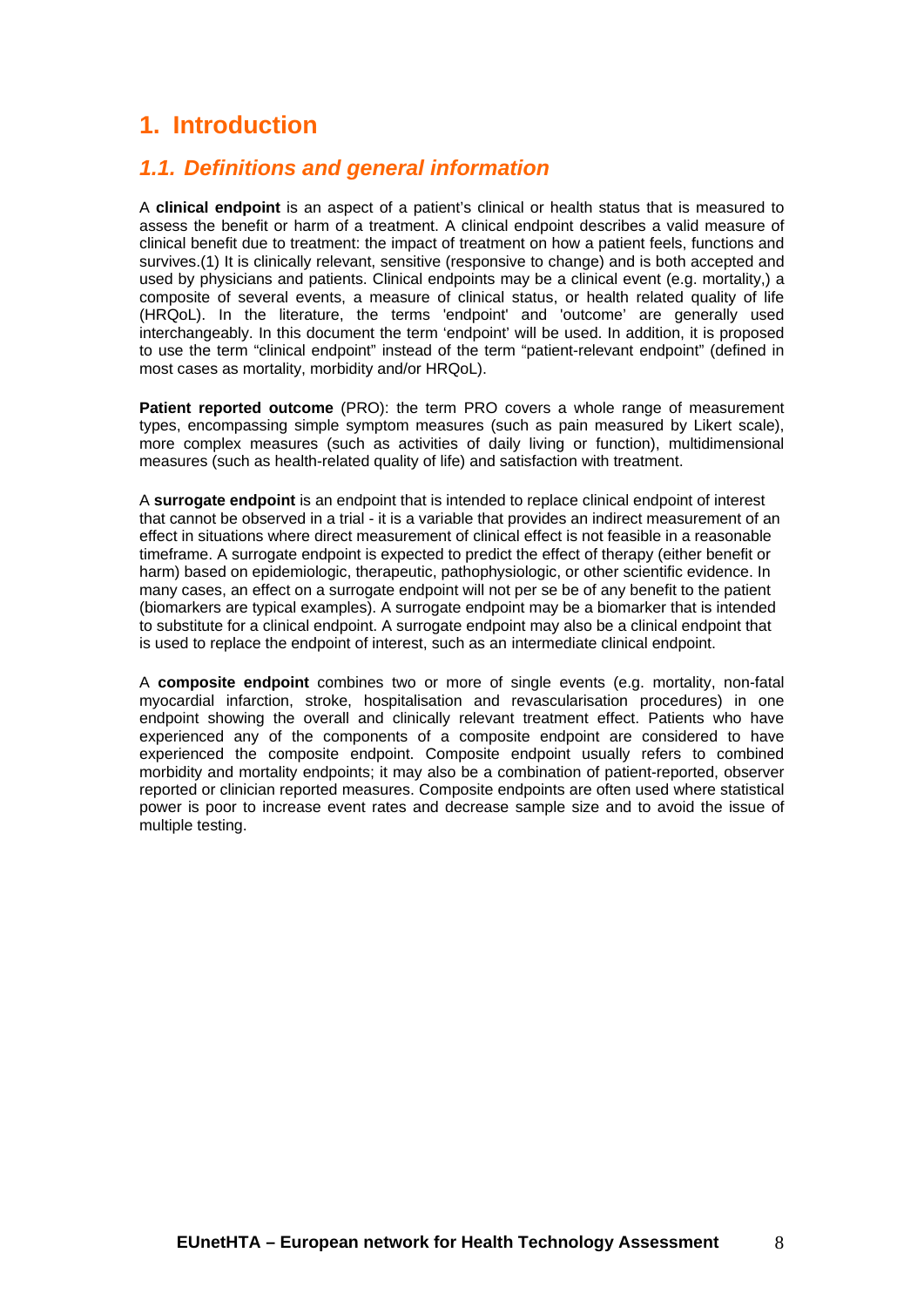# 1. Introduction

## *1.1. Definitions and general information*

A **clinical endpoint** is an aspect of a patient's clinical or health status that is measured to assess the benefit or harm of a treatment. A clinical endpoint describes a valid measure of clinical benefit due to treatment: the impact of treatment on how a patient feels, functions and survives.(1) It is clinically relevant, sensitive (responsive to change) and is both accepted and used by physicians and patients. Clinical endpoints may be a clinical event (e.g. mortality,) a composite of several events, a measure of clinical status, or health related quality of life (HRQoL). In the literature, the terms 'endpoint' and 'outcome' are generally used interchangeably. In this document the term 'endpoint' will be used. In addition, it is proposed to use the term "clinical endpoint" instead of the term "patient-relevant endpoint" (defined in most cases as mortality, morbidity and/or HRQoL).

**Patient reported outcome** (PRO): the term PRO covers a whole range of measurement types, encompassing simple symptom measures (such as pain measured by Likert scale), more complex measures (such as activities of daily living or function), multidimensional measures (such as health-related quality of life) and satisfaction with treatment.

A **surrogate endpoint** is an endpoint that is intended to replace clinical endpoint of interest that cannot be observed in a trial - it is a variable that provides an indirect measurement of an effect in situations where direct measurement of clinical effect is not feasible in a reasonable timeframe. A surrogate endpoint is expected to predict the effect of therapy (either benefit or harm) based on epidemiologic, therapeutic, pathophysiologic, or other scientific evidence. In many cases, an effect on a surrogate endpoint will not per se be of any benefit to the patient (biomarkers are typical examples). A surrogate endpoint may be a biomarker that is intended to substitute for a clinical endpoint. A surrogate endpoint may also be a clinical endpoint that is used to replace the endpoint of interest, such as an intermediate clinical endpoint.

A **composite endpoint** combines two or more of single events (e.g. mortality, non-fatal myocardial infarction, stroke, hospitalisation and revascularisation procedures) in one endpoint showing the overall and clinically relevant treatment effect. Patients who have experienced any of the components of a composite endpoint are considered to have experienced the composite endpoint. Composite endpoint usually refers to combined morbidity and mortality endpoints; it may also be a combination of patient-reported, observer reported or clinician reported measures. Composite endpoints are often used where statistical power is poor to increase event rates and decrease sample size and to avoid the issue of multiple testing.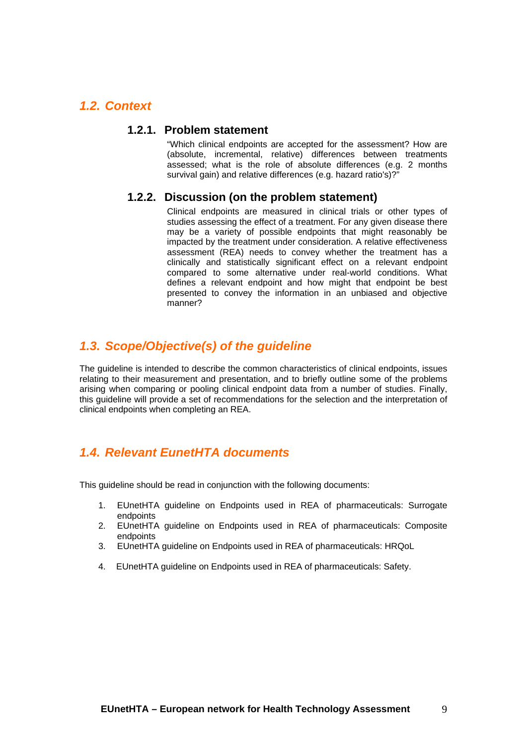## *1.2. Context*

### 1.2.1. Problem statement

"Which clinical endpoints are accepted for the assessment? How are (absolute, incremental, relative) differences between treatments assessed; what is the role of absolute differences (e.g. 2 months survival gain) and relative differences (e.g. hazard ratio's)?"

### 1.2.2. Discussion (on the problem statement)

Clinical endpoints are measured in clinical trials or other types of studies assessing the effect of a treatment. For any given disease there may be a variety of possible endpoints that might reasonably be impacted by the treatment under consideration. A relative effectiveness assessment (REA) needs to convey whether the treatment has a clinically and statistically significant effect on a relevant endpoint compared to some alternative under real-world conditions. What defines a relevant endpoint and how might that endpoint be best presented to convey the information in an unbiased and objective manner?

## *1.3. Scope/Objective(s) of the guideline*

The guideline is intended to describe the common characteristics of clinical endpoints, issues relating to their measurement and presentation, and to briefly outline some of the problems arising when comparing or pooling clinical endpoint data from a number of studies. Finally, this guideline will provide a set of recommendations for the selection and the interpretation of clinical endpoints when completing an REA.

## *1.4. Relevant EunetHTA documents*

This guideline should be read in conjunction with the following documents:

1. EUnetHTA guideline on Endpoints used in REA of pharmaceuticals: Surrogate endpoints
2. EUnetHTA guideline on Endpoints used in REA of pharmaceuticals: Composite endpoints
3. EUnetHTA guideline on Endpoints used in REA of pharmaceuticals: HRQoL
4. EUnetHTA guideline on Endpoints used in REA of pharmaceuticals: Safety.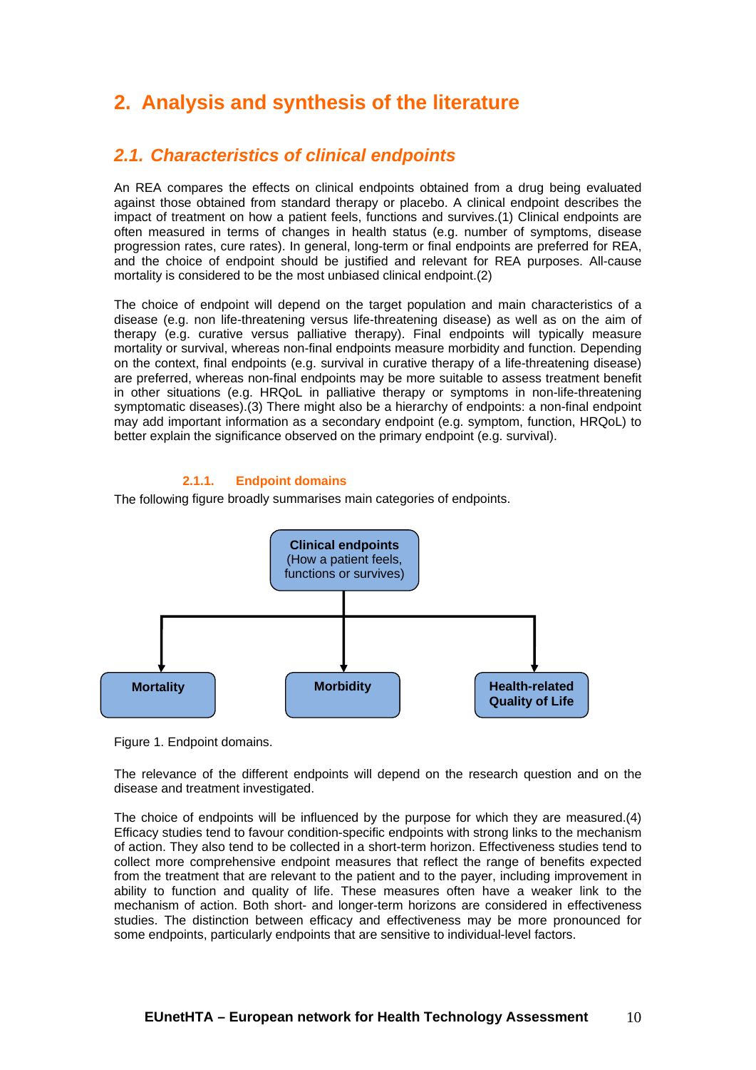# 2. Analysis and synthesis of the literature

## 2.1. Characteristics of clinical endpoints

An REA compares the effects on clinical endpoints obtained from a drug being evaluated against those obtained from standard therapy or placebo. A clinical endpoint describes the impact of treatment on how a patient feels, functions and survives.(1) Clinical endpoints are often measured in terms of changes in health status (e.g. number of symptoms, disease progression rates, cure rates). In general, long-term or final endpoints are preferred for REA, and the choice of endpoint should be justified and relevant for REA purposes. All-cause mortality is considered to be the most unbiased clinical endpoint.(2)

The choice of endpoint will depend on the target population and main characteristics of a disease (e.g. non life-threatening versus life-threatening disease) as well as on the aim of therapy (e.g. curative versus palliative therapy). Final endpoints will typically measure mortality or survival, whereas non-final endpoints measure morbidity and function. Depending on the context, final endpoints (e.g. survival in curative therapy of a life-threatening disease) are preferred, whereas non-final endpoints may be more suitable to assess treatment benefit in other situations (e.g. HRQoL in palliative therapy or symptoms in non-life-threatening symptomatic diseases).(3) There might also be a hierarchy of endpoints: a non-final endpoint may add important information as a secondary endpoint (e.g. symptom, function, HRQoL) to better explain the significance observed on the primary endpoint (e.g. survival).

### 2.1.1. Endpoint domains

The following figure broadly summarises main categories of endpoints.

**Clinical endpoints** (How a patient feels, functions or survives)

- **Mortality**
- **Morbidity**
- **Health-related Quality of Life**

Figure 1. Endpoint domains.

The relevance of the different endpoints will depend on the research question and on the disease and treatment investigated.

The choice of endpoints will be influenced by the purpose for which they are measured.(4) Efficacy studies tend to favour condition-specific endpoints with strong links to the mechanism of action. They also tend to be collected in a short-term horizon. Effectiveness studies tend to collect more comprehensive endpoint measures that reflect the range of benefits expected from the treatment that are relevant to the patient and to the payer, including improvement in ability to function and quality of life. These measures often have a weaker link to the mechanism of action. Both short- and longer-term horizons are considered in effectiveness studies. The distinction between efficacy and effectiveness may be more pronounced for some endpoints, particularly endpoints that are sensitive to individual-level factors.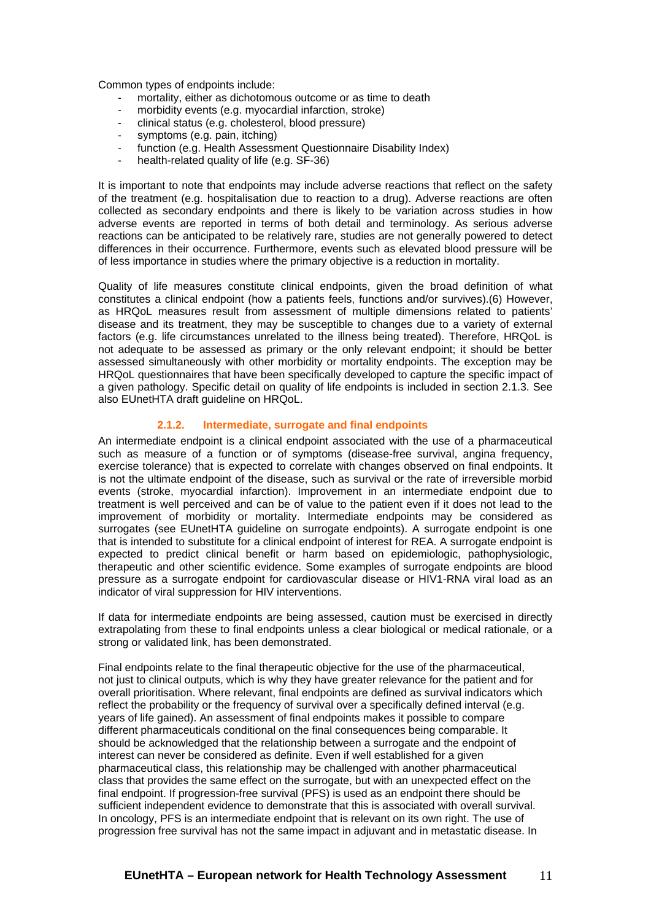Common types of endpoints include:

- mortality, either as dichotomous outcome or as time to death
- morbidity events (e.g. myocardial infarction, stroke)
- clinical status (e.g. cholesterol, blood pressure)
- symptoms (e.g. pain, itching)
- function (e.g. Health Assessment Questionnaire Disability Index)
- health-related quality of life (e.g. SF-36)

It is important to note that endpoints may include adverse reactions that reflect on the safety of the treatment (e.g. hospitalisation due to reaction to a drug). Adverse reactions are often collected as secondary endpoints and there is likely to be variation across studies in how adverse events are reported in terms of both detail and terminology. As serious adverse reactions can be anticipated to be relatively rare, studies are not generally powered to detect differences in their occurrence. Furthermore, events such as elevated blood pressure will be of less importance in studies where the primary objective is a reduction in mortality.

Quality of life measures constitute clinical endpoints, given the broad definition of what constitutes a clinical endpoint (how a patients feels, functions and/or survives).(6) However, as HRQoL measures result from assessment of multiple dimensions related to patients' disease and its treatment, they may be susceptible to changes due to a variety of external factors (e.g. life circumstances unrelated to the illness being treated). Therefore, HRQoL is not adequate to be assessed as primary or the only relevant endpoint; it should be better assessed simultaneously with other morbidity or mortality endpoints. The exception may be HRQoL questionnaires that have been specifically developed to capture the specific impact of a given pathology. Specific detail on quality of life endpoints is included in section 2.1.3. See also EUnetHTA draft guideline on HRQoL.

### 2.1.2. Intermediate, surrogate and final endpoints

An intermediate endpoint is a clinical endpoint associated with the use of a pharmaceutical such as measure of a function or of symptoms (disease-free survival, angina frequency, exercise tolerance) that is expected to correlate with changes observed on final endpoints. It is not the ultimate endpoint of the disease, such as survival or the rate of irreversible morbid events (stroke, myocardial infarction). Improvement in an intermediate endpoint due to treatment is well perceived and can be of value to the patient even if it does not lead to the improvement of morbidity or mortality. Intermediate endpoints may be considered as surrogates (see EUnetHTA guideline on surrogate endpoints). A surrogate endpoint is one that is intended to substitute for a clinical endpoint of interest for REA. A surrogate endpoint is expected to predict clinical benefit or harm based on epidemiologic, pathophysiologic, therapeutic and other scientific evidence. Some examples of surrogate endpoints are blood pressure as a surrogate endpoint for cardiovascular disease or HIV1-RNA viral load as an indicator of viral suppression for HIV interventions.

If data for intermediate endpoints are being assessed, caution must be exercised in directly extrapolating from these to final endpoints unless a clear biological or medical rationale, or a strong or validated link, has been demonstrated.

Final endpoints relate to the final therapeutic objective for the use of the pharmaceutical, not just to clinical outputs, which is why they have greater relevance for the patient and for overall prioritisation. Where relevant, final endpoints are defined as survival indicators which reflect the probability or the frequency of survival over a specifically defined interval (e.g. years of life gained). An assessment of final endpoints makes it possible to compare different pharmaceuticals conditional on the final consequences being comparable. It should be acknowledged that the relationship between a surrogate and the endpoint of interest can never be considered as definite. Even if well established for a given pharmaceutical class, this relationship may be challenged with another pharmaceutical class that provides the same effect on the surrogate, but with an unexpected effect on the final endpoint. If progression-free survival (PFS) is used as an endpoint there should be sufficient independent evidence to demonstrate that this is associated with overall survival. In oncology, PFS is an intermediate endpoint that is relevant on its own right. The use of progression free survival has not the same impact in adjuvant and in metastatic disease. In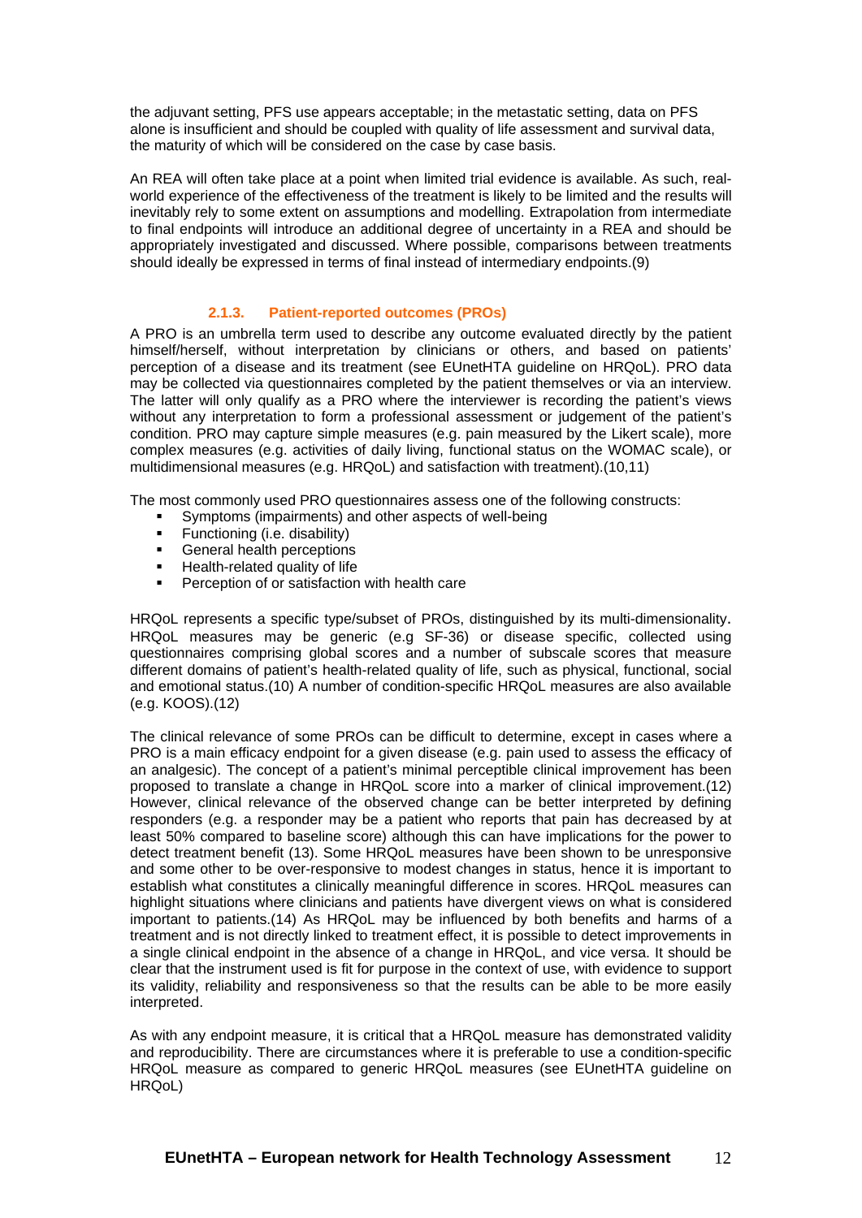the adjuvant setting, PFS use appears acceptable; in the metastatic setting, data on PFS alone is insufficient and should be coupled with quality of life assessment and survival data, the maturity of which will be considered on the case by case basis.

An REA will often take place at a point when limited trial evidence is available. As such, real-world experience of the effectiveness of the treatment is likely to be limited and the results will inevitably rely to some extent on assumptions and modelling. Extrapolation from intermediate to final endpoints will introduce an additional degree of uncertainty in a REA and should be appropriately investigated and discussed. Where possible, comparisons between treatments should ideally be expressed in terms of final instead of intermediary endpoints.(9)

### 2.1.3. Patient-reported outcomes (PROs)

A PRO is an umbrella term used to describe any outcome evaluated directly by the patient himself/herself, without interpretation by clinicians or others, and based on patients' perception of a disease and its treatment (see EUnetHTA guideline on HRQoL). PRO data may be collected via questionnaires completed by the patient themselves or via an interview. The latter will only qualify as a PRO where the interviewer is recording the patient's views without any interpretation to form a professional assessment or judgement of the patient's condition. PRO may capture simple measures (e.g. pain measured by the Likert scale), more complex measures (e.g. activities of daily living, functional status on the WOMAC scale), or multidimensional measures (e.g. HRQoL) and satisfaction with treatment).(10,11)

The most commonly used PRO questionnaires assess one of the following constructs:

- Symptoms (impairments) and other aspects of well-being
- Functioning (i.e. disability)
- General health perceptions
- Health-related quality of life
- Perception of or satisfaction with health care

HRQoL represents a specific type/subset of PROs, distinguished by its multi-dimensionality. HRQoL measures may be generic (e.g SF-36) or disease specific, collected using questionnaires comprising global scores and a number of subscale scores that measure different domains of patient's health-related quality of life, such as physical, functional, social and emotional status.(10) A number of condition-specific HRQoL measures are also available (e.g. KOOS).(12)

The clinical relevance of some PROs can be difficult to determine, except in cases where a PRO is a main efficacy endpoint for a given disease (e.g. pain used to assess the efficacy of an analgesic). The concept of a patient's minimal perceptible clinical improvement has been proposed to translate a change in HRQoL score into a marker of clinical improvement.(12) However, clinical relevance of the observed change can be better interpreted by defining responders (e.g. a responder may be a patient who reports that pain has decreased by at least 50% compared to baseline score) although this can have implications for the power to detect treatment benefit (13). Some HRQoL measures have been shown to be unresponsive and some other to be over-responsive to modest changes in status, hence it is important to establish what constitutes a clinically meaningful difference in scores. HRQoL measures can highlight situations where clinicians and patients have divergent views on what is considered important to patients.(14) As HRQoL may be influenced by both benefits and harms of a treatment and is not directly linked to treatment effect, it is possible to detect improvements in a single clinical endpoint in the absence of a change in HRQoL, and vice versa. It should be clear that the instrument used is fit for purpose in the context of use, with evidence to support its validity, reliability and responsiveness so that the results can be able to be more easily interpreted.

As with any endpoint measure, it is critical that a HRQoL measure has demonstrated validity and reproducibility. There are circumstances where it is preferable to use a condition-specific HRQoL measure as compared to generic HRQoL measures (see EUnetHTA guideline on HRQoL)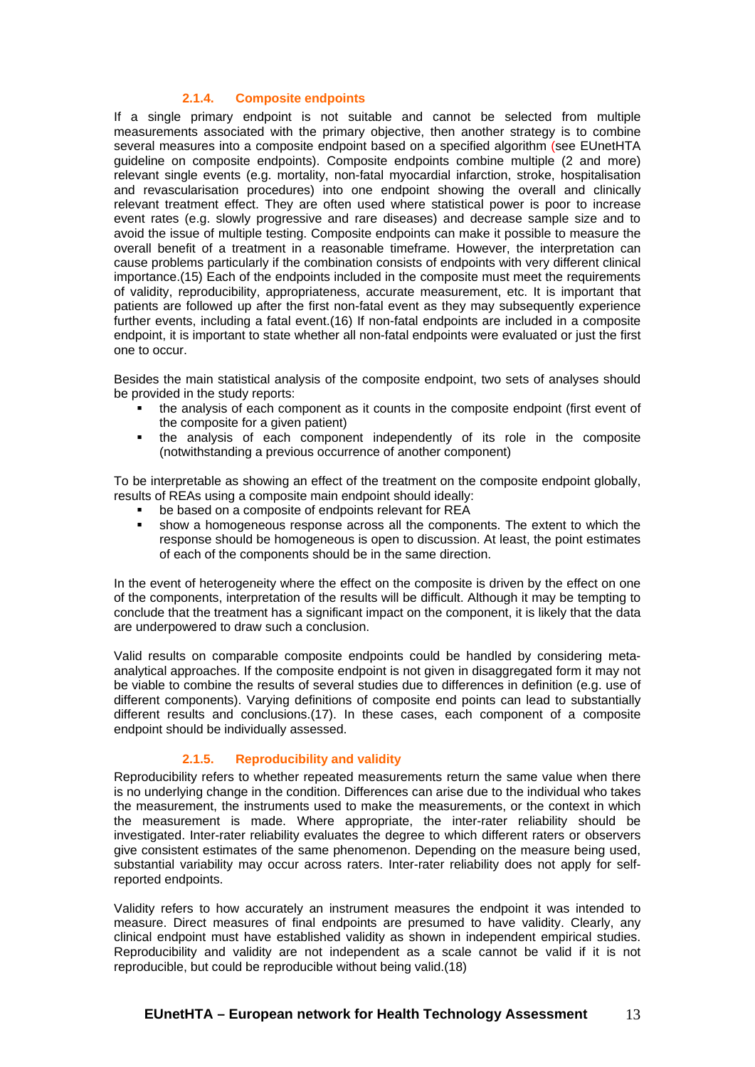### 2.1.4. Composite endpoints

If a single primary endpoint is not suitable and cannot be selected from multiple measurements associated with the primary objective, then another strategy is to combine several measures into a composite endpoint based on a specified algorithm (see EUnetHTA guideline on composite endpoints). Composite endpoints combine multiple (2 and more) relevant single events (e.g. mortality, non-fatal myocardial infarction, stroke, hospitalisation and revascularisation procedures) into one endpoint showing the overall and clinically relevant treatment effect. They are often used where statistical power is poor to increase event rates (e.g. slowly progressive and rare diseases) and decrease sample size and to avoid the issue of multiple testing. Composite endpoints can make it possible to measure the overall benefit of a treatment in a reasonable timeframe. However, the interpretation can cause problems particularly if the combination consists of endpoints with very different clinical importance.(15) Each of the endpoints included in the composite must meet the requirements of validity, reproducibility, appropriateness, accurate measurement, etc. It is important that patients are followed up after the first non-fatal event as they may subsequently experience further events, including a fatal event.(16) If non-fatal endpoints are included in a composite endpoint, it is important to state whether all non-fatal endpoints were evaluated or just the first one to occur.

Besides the main statistical analysis of the composite endpoint, two sets of analyses should be provided in the study reports:

- the analysis of each component as it counts in the composite endpoint (first event of the composite for a given patient)
- the analysis of each component independently of its role in the composite (notwithstanding a previous occurrence of another component)

To be interpretable as showing an effect of the treatment on the composite endpoint globally, results of REAs using a composite main endpoint should ideally:

- be based on a composite of endpoints relevant for REA
- show a homogeneous response across all the components. The extent to which the response should be homogeneous is open to discussion. At least, the point estimates of each of the components should be in the same direction.

In the event of heterogeneity where the effect on the composite is driven by the effect on one of the components, interpretation of the results will be difficult. Although it may be tempting to conclude that the treatment has a significant impact on the component, it is likely that the data are underpowered to draw such a conclusion.

Valid results on comparable composite endpoints could be handled by considering meta-analytical approaches. If the composite endpoint is not given in disaggregated form it may not be viable to combine the results of several studies due to differences in definition (e.g. use of different components). Varying definitions of composite end points can lead to substantially different results and conclusions.(17). In these cases, each component of a composite endpoint should be individually assessed.

### 2.1.5. Reproducibility and validity

Reproducibility refers to whether repeated measurements return the same value when there is no underlying change in the condition. Differences can arise due to the individual who takes the measurement, the instruments used to make the measurements, or the context in which the measurement is made. Where appropriate, the inter-rater reliability should be investigated. Inter-rater reliability evaluates the degree to which different raters or observers give consistent estimates of the same phenomenon. Depending on the measure being used, substantial variability may occur across raters. Inter-rater reliability does not apply for self-reported endpoints.

Validity refers to how accurately an instrument measures the endpoint it was intended to measure. Direct measures of final endpoints are presumed to have validity. Clearly, any clinical endpoint must have established validity as shown in independent empirical studies. Reproducibility and validity are not independent as a scale cannot be valid if it is not reproducible, but could be reproducible without being valid.(18)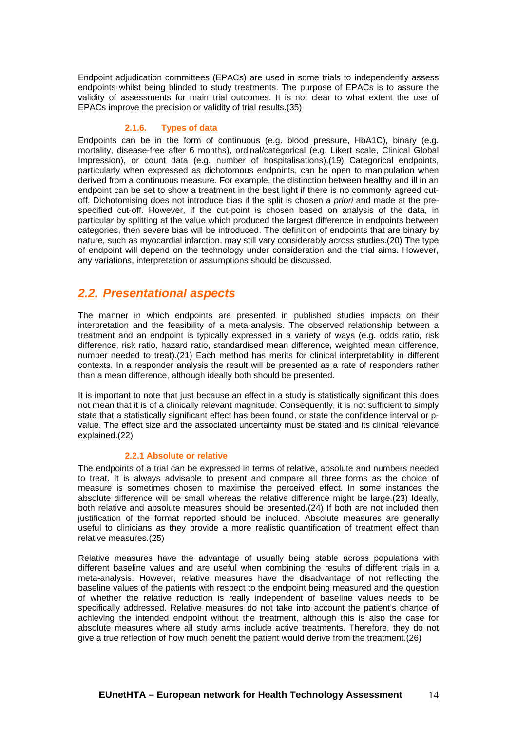Endpoint adjudication committees (EPACs) are used in some trials to independently assess endpoints whilst being blinded to study treatments. The purpose of EPACs is to assure the validity of assessments for main trial outcomes. It is not clear to what extent the use of EPACs improve the precision or validity of trial results.(35)

#### 2.1.6. Types of data

Endpoints can be in the form of continuous (e.g. blood pressure, HbA1C), binary (e.g. mortality, disease-free after 6 months), ordinal/categorical (e.g. Likert scale, Clinical Global Impression), or count data (e.g. number of hospitalisations).(19) Categorical endpoints, particularly when expressed as dichotomous endpoints, can be open to manipulation when derived from a continuous measure. For example, the distinction between healthy and ill in an endpoint can be set to show a treatment in the best light if there is no commonly agreed cut-off. Dichotomising does not introduce bias if the split is chosen *a priori* and made at the pre-specified cut-off. However, if the cut-point is chosen based on analysis of the data, in particular by splitting at the value which produced the largest difference in endpoints between categories, then severe bias will be introduced. The definition of endpoints that are binary by nature, such as myocardial infarction, may still vary considerably across studies.(20) The type of endpoint will depend on the technology under consideration and the trial aims. However, any variations, interpretation or assumptions should be discussed.

## *2.2. Presentational aspects*

The manner in which endpoints are presented in published studies impacts on their interpretation and the feasibility of a meta-analysis. The observed relationship between a treatment and an endpoint is typically expressed in a variety of ways (e.g. odds ratio, risk difference, risk ratio, hazard ratio, standardised mean difference, weighted mean difference, number needed to treat).(21) Each method has merits for clinical interpretability in different contexts. In a responder analysis the result will be presented as a rate of responders rather than a mean difference, although ideally both should be presented.

It is important to note that just because an effect in a study is statistically significant this does not mean that it is of a clinically relevant magnitude. Consequently, it is not sufficient to simply state that a statistically significant effect has been found, or state the confidence interval or p-value. The effect size and the associated uncertainty must be stated and its clinical relevance explained.(22)

#### 2.2.1 Absolute or relative

The endpoints of a trial can be expressed in terms of relative, absolute and numbers needed to treat. It is always advisable to present and compare all three forms as the choice of measure is sometimes chosen to maximise the perceived effect. In some instances the absolute difference will be small whereas the relative difference might be large.(23) Ideally, both relative and absolute measures should be presented.(24) If both are not included then justification of the format reported should be included. Absolute measures are generally useful to clinicians as they provide a more realistic quantification of treatment effect than relative measures.(25)

Relative measures have the advantage of usually being stable across populations with different baseline values and are useful when combining the results of different trials in a meta-analysis. However, relative measures have the disadvantage of not reflecting the baseline values of the patients with respect to the endpoint being measured and the question of whether the relative reduction is really independent of baseline values needs to be specifically addressed. Relative measures do not take into account the patient's chance of achieving the intended endpoint without the treatment, although this is also the case for absolute measures where all study arms include active treatments. Therefore, they do not give a true reflection of how much benefit the patient would derive from the treatment.(26)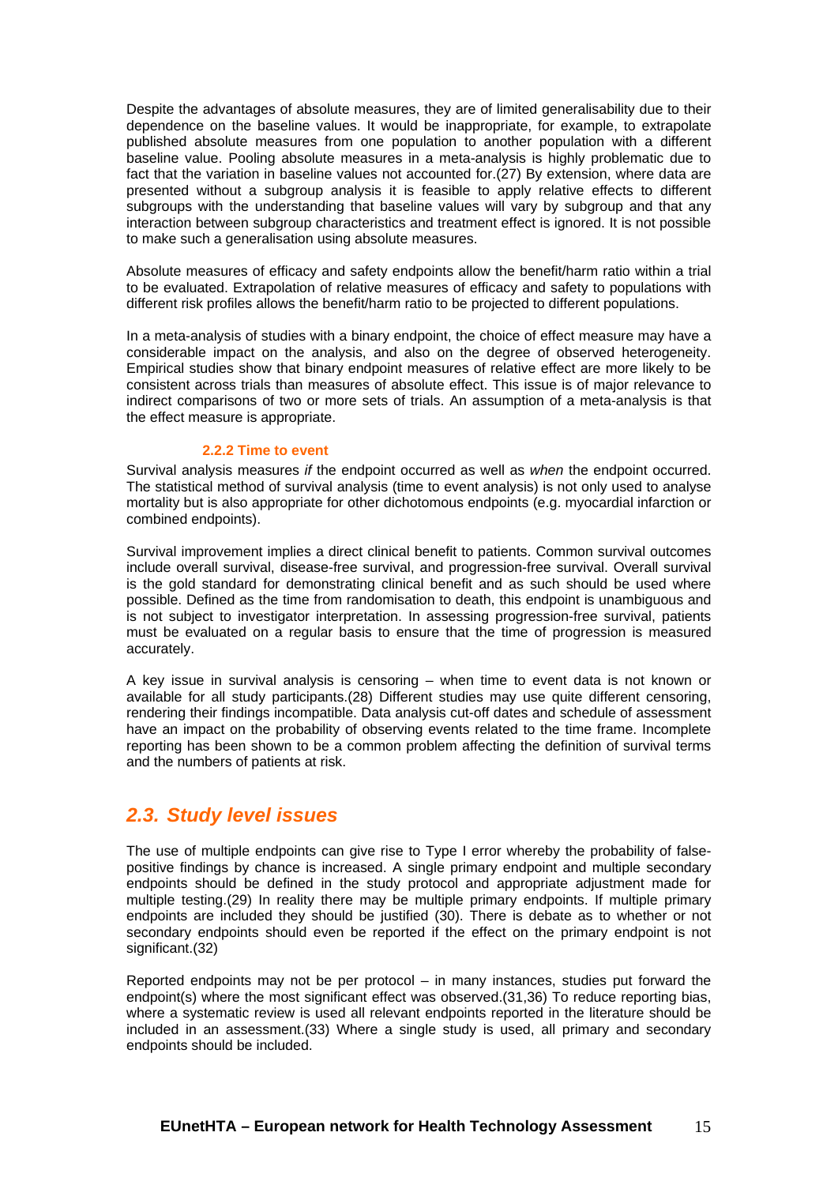Despite the advantages of absolute measures, they are of limited generalisability due to their dependence on the baseline values. It would be inappropriate, for example, to extrapolate published absolute measures from one population to another population with a different baseline value. Pooling absolute measures in a meta-analysis is highly problematic due to fact that the variation in baseline values not accounted for.(27) By extension, where data are presented without a subgroup analysis it is feasible to apply relative effects to different subgroups with the understanding that baseline values will vary by subgroup and that any interaction between subgroup characteristics and treatment effect is ignored. It is not possible to make such a generalisation using absolute measures.

Absolute measures of efficacy and safety endpoints allow the benefit/harm ratio within a trial to be evaluated. Extrapolation of relative measures of efficacy and safety to populations with different risk profiles allows the benefit/harm ratio to be projected to different populations.

In a meta-analysis of studies with a binary endpoint, the choice of effect measure may have a considerable impact on the analysis, and also on the degree of observed heterogeneity. Empirical studies show that binary endpoint measures of relative effect are more likely to be consistent across trials than measures of absolute effect. This issue is of major relevance to indirect comparisons of two or more sets of trials. An assumption of a meta-analysis is that the effect measure is appropriate.

#### 2.2.2 Time to event

Survival analysis measures *if* the endpoint occurred as well as *when* the endpoint occurred. The statistical method of survival analysis (time to event analysis) is not only used to analyse mortality but is also appropriate for other dichotomous endpoints (e.g. myocardial infarction or combined endpoints).

Survival improvement implies a direct clinical benefit to patients. Common survival outcomes include overall survival, disease-free survival, and progression-free survival. Overall survival is the gold standard for demonstrating clinical benefit and as such should be used where possible. Defined as the time from randomisation to death, this endpoint is unambiguous and is not subject to investigator interpretation. In assessing progression-free survival, patients must be evaluated on a regular basis to ensure that the time of progression is measured accurately.

A key issue in survival analysis is censoring – when time to event data is not known or available for all study participants.(28) Different studies may use quite different censoring, rendering their findings incompatible. Data analysis cut-off dates and schedule of assessment have an impact on the probability of observing events related to the time frame. Incomplete reporting has been shown to be a common problem affecting the definition of survival terms and the numbers of patients at risk.

## *2.3. Study level issues*

The use of multiple endpoints can give rise to Type I error whereby the probability of false-positive findings by chance is increased. A single primary endpoint and multiple secondary endpoints should be defined in the study protocol and appropriate adjustment made for multiple testing.(29) In reality there may be multiple primary endpoints. If multiple primary endpoints are included they should be justified (30). There is debate as to whether or not secondary endpoints should even be reported if the effect on the primary endpoint is not significant.(32)

Reported endpoints may not be per protocol – in many instances, studies put forward the endpoint(s) where the most significant effect was observed.(31,36) To reduce reporting bias, where a systematic review is used all relevant endpoints reported in the literature should be included in an assessment.(33) Where a single study is used, all primary and secondary endpoints should be included.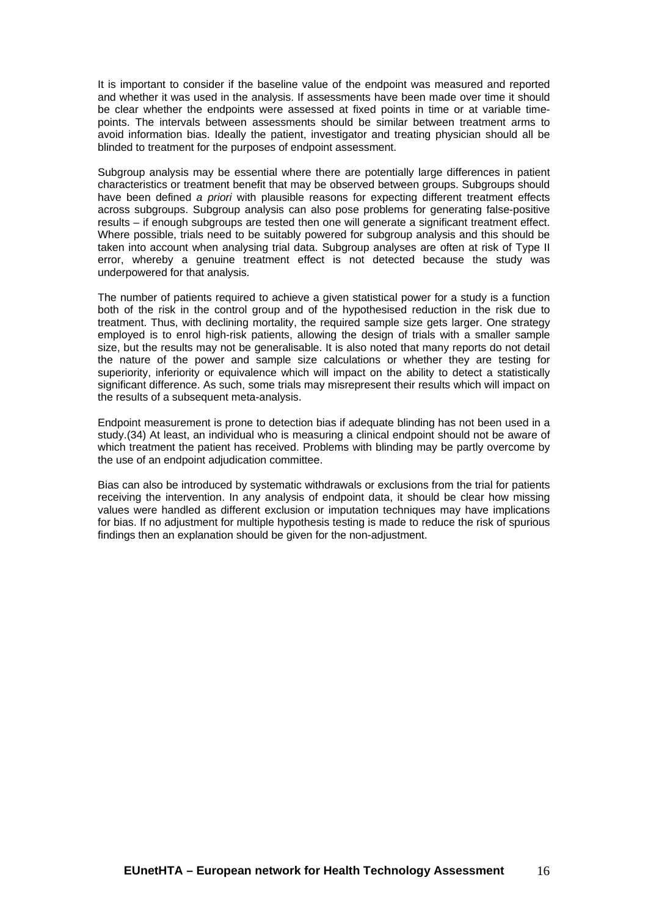It is important to consider if the baseline value of the endpoint was measured and reported and whether it was used in the analysis. If assessments have been made over time it should be clear whether the endpoints were assessed at fixed points in time or at variable time-points. The intervals between assessments should be similar between treatment arms to avoid information bias. Ideally the patient, investigator and treating physician should all be blinded to treatment for the purposes of endpoint assessment.

Subgroup analysis may be essential where there are potentially large differences in patient characteristics or treatment benefit that may be observed between groups. Subgroups should have been defined *a priori* with plausible reasons for expecting different treatment effects across subgroups. Subgroup analysis can also pose problems for generating false-positive results – if enough subgroups are tested then one will generate a significant treatment effect. Where possible, trials need to be suitably powered for subgroup analysis and this should be taken into account when analysing trial data. Subgroup analyses are often at risk of Type II error, whereby a genuine treatment effect is not detected because the study was underpowered for that analysis.

The number of patients required to achieve a given statistical power for a study is a function both of the risk in the control group and of the hypothesised reduction in the risk due to treatment. Thus, with declining mortality, the required sample size gets larger. One strategy employed is to enrol high-risk patients, allowing the design of trials with a smaller sample size, but the results may not be generalisable. It is also noted that many reports do not detail the nature of the power and sample size calculations or whether they are testing for superiority, inferiority or equivalence which will impact on the ability to detect a statistically significant difference. As such, some trials may misrepresent their results which will impact on the results of a subsequent meta-analysis.

Endpoint measurement is prone to detection bias if adequate blinding has not been used in a study.(34) At least, an individual who is measuring a clinical endpoint should not be aware of which treatment the patient has received. Problems with blinding may be partly overcome by the use of an endpoint adjudication committee.

Bias can also be introduced by systematic withdrawals or exclusions from the trial for patients receiving the intervention. In any analysis of endpoint data, it should be clear how missing values were handled as different exclusion or imputation techniques may have implications for bias. If no adjustment for multiple hypothesis testing is made to reduce the risk of spurious findings then an explanation should be given for the non-adjustment.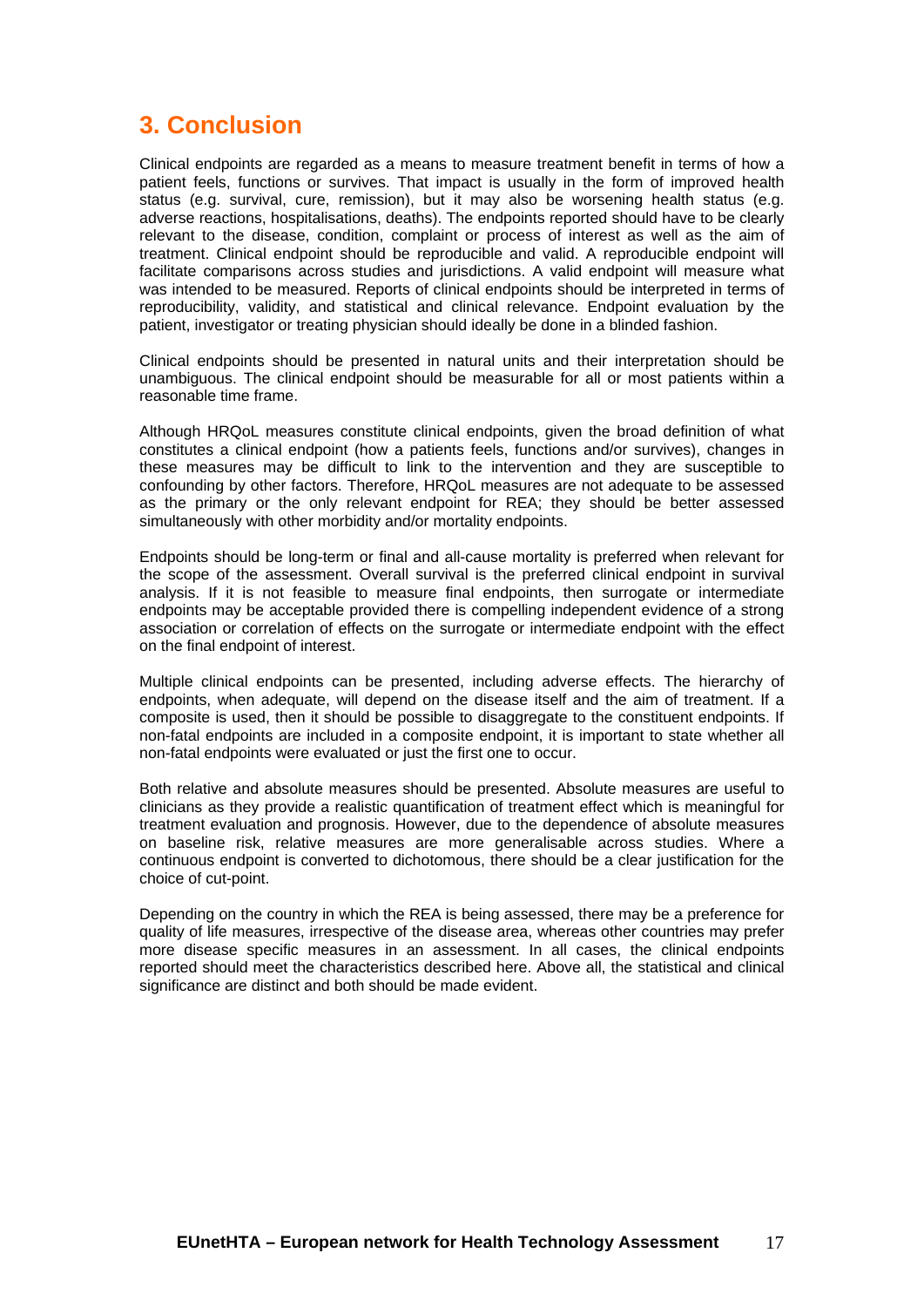# 3. Conclusion

Clinical endpoints are regarded as a means to measure treatment benefit in terms of how a patient feels, functions or survives. That impact is usually in the form of improved health status (e.g. survival, cure, remission), but it may also be worsening health status (e.g. adverse reactions, hospitalisations, deaths). The endpoints reported should have to be clearly relevant to the disease, condition, complaint or process of interest as well as the aim of treatment. Clinical endpoint should be reproducible and valid. A reproducible endpoint will facilitate comparisons across studies and jurisdictions. A valid endpoint will measure what was intended to be measured. Reports of clinical endpoints should be interpreted in terms of reproducibility, validity, and statistical and clinical relevance. Endpoint evaluation by the patient, investigator or treating physician should ideally be done in a blinded fashion.

Clinical endpoints should be presented in natural units and their interpretation should be unambiguous. The clinical endpoint should be measurable for all or most patients within a reasonable time frame.

Although HRQoL measures constitute clinical endpoints, given the broad definition of what constitutes a clinical endpoint (how a patients feels, functions and/or survives), changes in these measures may be difficult to link to the intervention and they are susceptible to confounding by other factors. Therefore, HRQoL measures are not adequate to be assessed as the primary or the only relevant endpoint for REA; they should be better assessed simultaneously with other morbidity and/or mortality endpoints.

Endpoints should be long-term or final and all-cause mortality is preferred when relevant for the scope of the assessment. Overall survival is the preferred clinical endpoint in survival analysis. If it is not feasible to measure final endpoints, then surrogate or intermediate endpoints may be acceptable provided there is compelling independent evidence of a strong association or correlation of effects on the surrogate or intermediate endpoint with the effect on the final endpoint of interest.

Multiple clinical endpoints can be presented, including adverse effects. The hierarchy of endpoints, when adequate, will depend on the disease itself and the aim of treatment. If a composite is used, then it should be possible to disaggregate to the constituent endpoints. If non-fatal endpoints are included in a composite endpoint, it is important to state whether all non-fatal endpoints were evaluated or just the first one to occur.

Both relative and absolute measures should be presented. Absolute measures are useful to clinicians as they provide a realistic quantification of treatment effect which is meaningful for treatment evaluation and prognosis. However, due to the dependence of absolute measures on baseline risk, relative measures are more generalisable across studies. Where a continuous endpoint is converted to dichotomous, there should be a clear justification for the choice of cut-point.

Depending on the country in which the REA is being assessed, there may be a preference for quality of life measures, irrespective of the disease area, whereas other countries may prefer more disease specific measures in an assessment. In all cases, the clinical endpoints reported should meet the characteristics described here. Above all, the statistical and clinical significance are distinct and both should be made evident.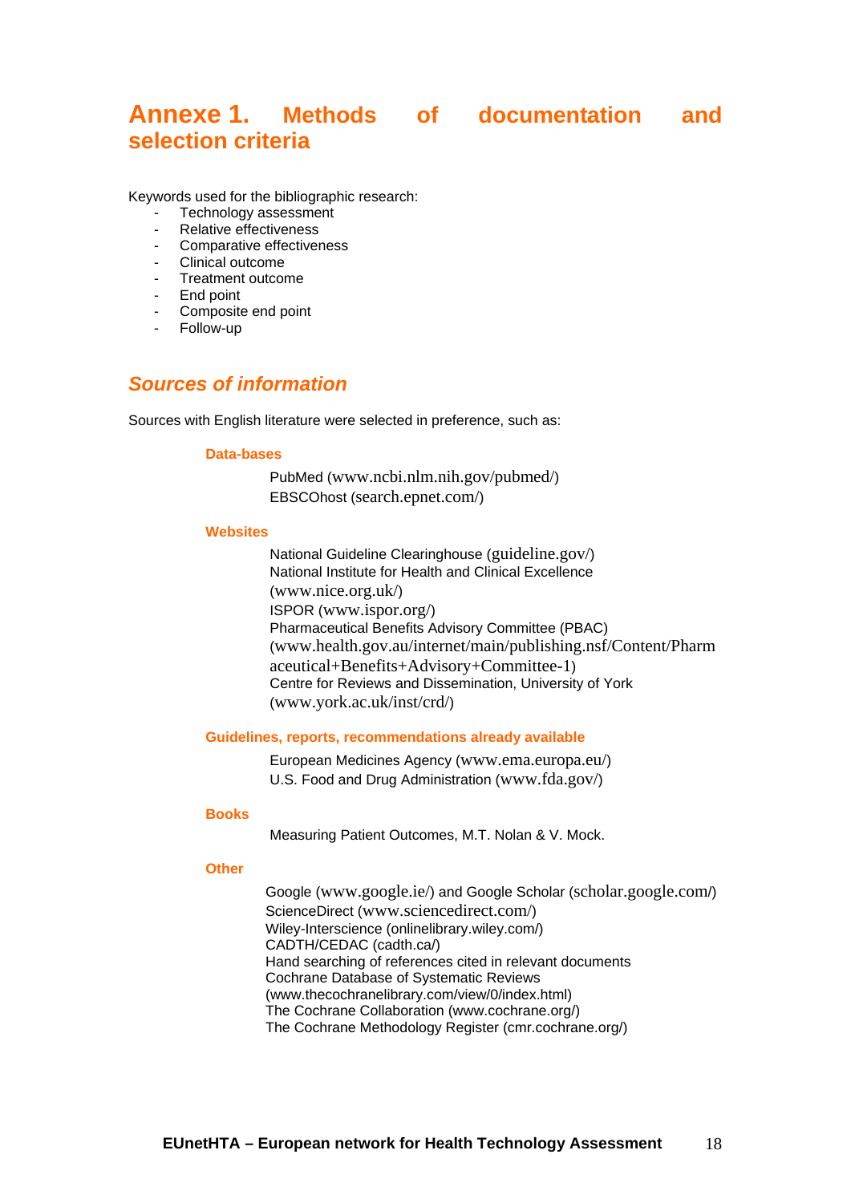# Annexe 1. Methods of documentation and selection criteria

Keywords used for the bibliographic research:

- Technology assessment
- Relative effectiveness
- Comparative effectiveness
- Clinical outcome
- Treatment outcome
- End point
- Composite end point
- Follow-up

## *Sources of information*

Sources with English literature were selected in preference, such as:

### Data-bases

PubMed (www.ncbi.nlm.nih.gov/pubmed/)
EBSCOhost (search.epnet.com/)

### Websites

National Guideline Clearinghouse (guideline.gov/)
National Institute for Health and Clinical Excellence (www.nice.org.uk/)
ISPOR (www.ispor.org/)
Pharmaceutical Benefits Advisory Committee (PBAC) (www.health.gov.au/internet/main/publishing.nsf/Content/Pharmaceutical+Benefits+Advisory+Committee-1)
Centre for Reviews and Dissemination, University of York (www.york.ac.uk/inst/crd/)

### Guidelines, reports, recommendations already available

European Medicines Agency (www.ema.europa.eu/)
U.S. Food and Drug Administration (www.fda.gov/)

### Books

Measuring Patient Outcomes, M.T. Nolan & V. Mock.

### Other

Google (www.google.ie/) and Google Scholar (scholar.google.com/)
ScienceDirect (www.sciencedirect.com/)
Wiley-Interscience (onlinelibrary.wiley.com/)
CADTH/CEDAC (cadth.ca/)
Hand searching of references cited in relevant documents
Cochrane Database of Systematic Reviews (www.thecochranelibrary.com/view/0/index.html)
The Cochrane Collaboration (www.cochrane.org/)
The Cochrane Methodology Register (cmr.cochrane.org/)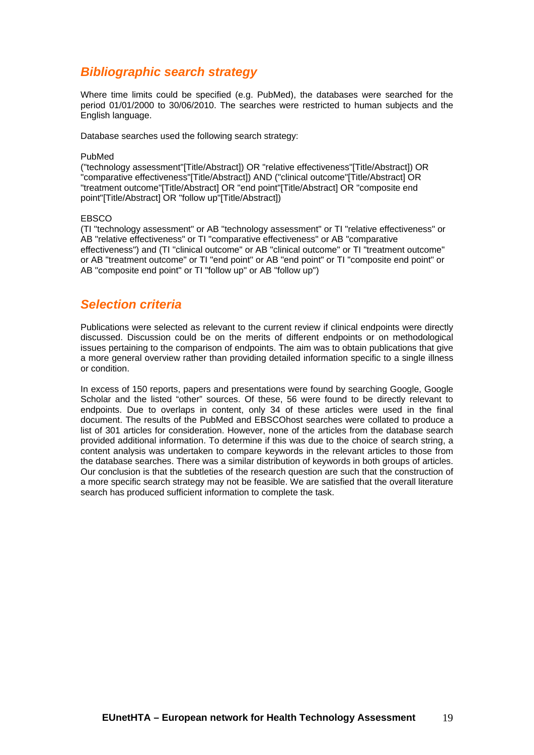## *Bibliographic search strategy*

Where time limits could be specified (e.g. PubMed), the databases were searched for the period 01/01/2000 to 30/06/2010. The searches were restricted to human subjects and the English language.

Database searches used the following search strategy:

PubMed  
("technology assessment"[Title/Abstract]) OR "relative effectiveness"[Title/Abstract]) OR "comparative effectiveness"[Title/Abstract]) AND ("clinical outcome"[Title/Abstract] OR "treatment outcome"[Title/Abstract] OR "end point"[Title/Abstract] OR "composite end point"[Title/Abstract] OR "follow up"[Title/Abstract])

EBSCO  
(TI "technology assessment" or AB "technology assessment" or TI "relative effectiveness" or AB "relative effectiveness" or TI "comparative effectiveness" or AB "comparative effectiveness") and (TI "clinical outcome" or AB "clinical outcome" or TI "treatment outcome" or AB "treatment outcome" or TI "end point" or AB "end point" or TI "composite end point" or AB "composite end point" or TI "follow up" or AB "follow up")

## *Selection criteria*

Publications were selected as relevant to the current review if clinical endpoints were directly discussed. Discussion could be on the merits of different endpoints or on methodological issues pertaining to the comparison of endpoints. The aim was to obtain publications that give a more general overview rather than providing detailed information specific to a single illness or condition.

In excess of 150 reports, papers and presentations were found by searching Google, Google Scholar and the listed "other" sources. Of these, 56 were found to be directly relevant to endpoints. Due to overlaps in content, only 34 of these articles were used in the final document. The results of the PubMed and EBSCOhost searches were collated to produce a list of 301 articles for consideration. However, none of the articles from the database search provided additional information. To determine if this was due to the choice of search string, a content analysis was undertaken to compare keywords in the relevant articles to those from the database searches. There was a similar distribution of keywords in both groups of articles. Our conclusion is that the subtleties of the research question are such that the construction of a more specific search strategy may not be feasible. We are satisfied that the overall literature search has produced sufficient information to complete the task.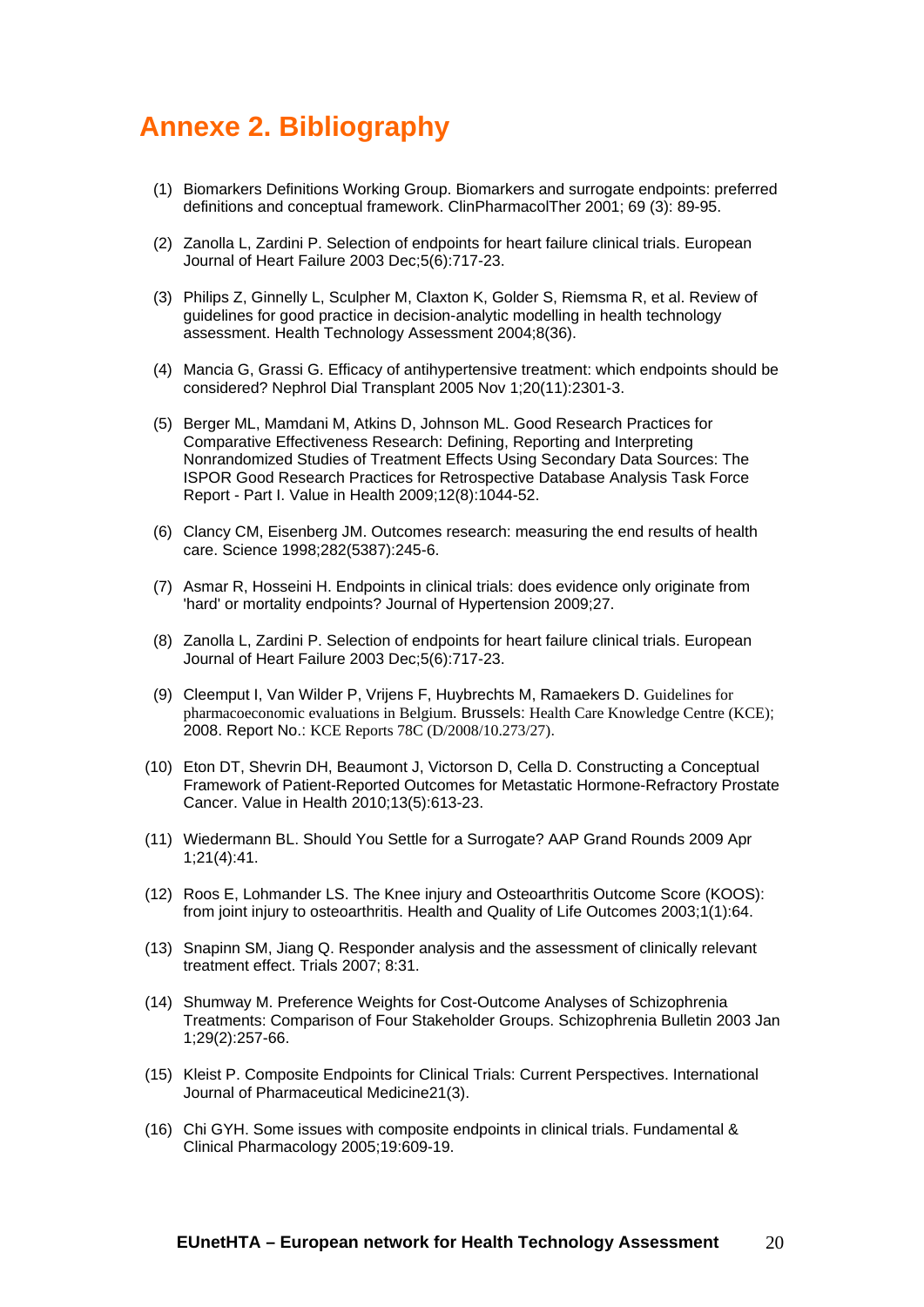# Annexe 2. Bibliography

(1) Biomarkers Definitions Working Group. Biomarkers and surrogate endpoints: preferred definitions and conceptual framework. ClinPharmacolTher 2001; 69 (3): 89-95.

(2) Zanolla L, Zardini P. Selection of endpoints for heart failure clinical trials. European Journal of Heart Failure 2003 Dec;5(6):717-23.

(3) Philips Z, Ginnelly L, Sculpher M, Claxton K, Golder S, Riemsma R, et al. Review of guidelines for good practice in decision-analytic modelling in health technology assessment. Health Technology Assessment 2004;8(36).

(4) Mancia G, Grassi G. Efficacy of antihypertensive treatment: which endpoints should be considered? Nephrol Dial Transplant 2005 Nov 1;20(11):2301-3.

(5) Berger ML, Mamdani M, Atkins D, Johnson ML. Good Research Practices for Comparative Effectiveness Research: Defining, Reporting and Interpreting Nonrandomized Studies of Treatment Effects Using Secondary Data Sources: The ISPOR Good Research Practices for Retrospective Database Analysis Task Force Report - Part I. Value in Health 2009;12(8):1044-52.

(6) Clancy CM, Eisenberg JM. Outcomes research: measuring the end results of health care. Science 1998;282(5387):245-6.

(7) Asmar R, Hosseini H. Endpoints in clinical trials: does evidence only originate from 'hard' or mortality endpoints? Journal of Hypertension 2009;27.

(8) Zanolla L, Zardini P. Selection of endpoints for heart failure clinical trials. European Journal of Heart Failure 2003 Dec;5(6):717-23.

(9) Cleemput I, Van Wilder P, Vrijens F, Huybrechts M, Ramaekers D. Guidelines for pharmacoeconomic evaluations in Belgium. Brussels: Health Care Knowledge Centre (KCE); 2008. Report No.: KCE Reports 78C (D/2008/10.273/27).

(10) Eton DT, Shevrin DH, Beaumont J, Victorson D, Cella D. Constructing a Conceptual Framework of Patient-Reported Outcomes for Metastatic Hormone-Refractory Prostate Cancer. Value in Health 2010;13(5):613-23.

(11) Wiedermann BL. Should You Settle for a Surrogate? AAP Grand Rounds 2009 Apr 1;21(4):41.

(12) Roos E, Lohmander LS. The Knee injury and Osteoarthritis Outcome Score (KOOS): from joint injury to osteoarthritis. Health and Quality of Life Outcomes 2003;1(1):64.

(13) Snapinn SM, Jiang Q. Responder analysis and the assessment of clinically relevant treatment effect. Trials 2007; 8:31.

(14) Shumway M. Preference Weights for Cost-Outcome Analyses of Schizophrenia Treatments: Comparison of Four Stakeholder Groups. Schizophrenia Bulletin 2003 Jan 1;29(2):257-66.

(15) Kleist P. Composite Endpoints for Clinical Trials: Current Perspectives. International Journal of Pharmaceutical Medicine21(3).

(16) Chi GYH. Some issues with composite endpoints in clinical trials. Fundamental & Clinical Pharmacology 2005;19:609-19.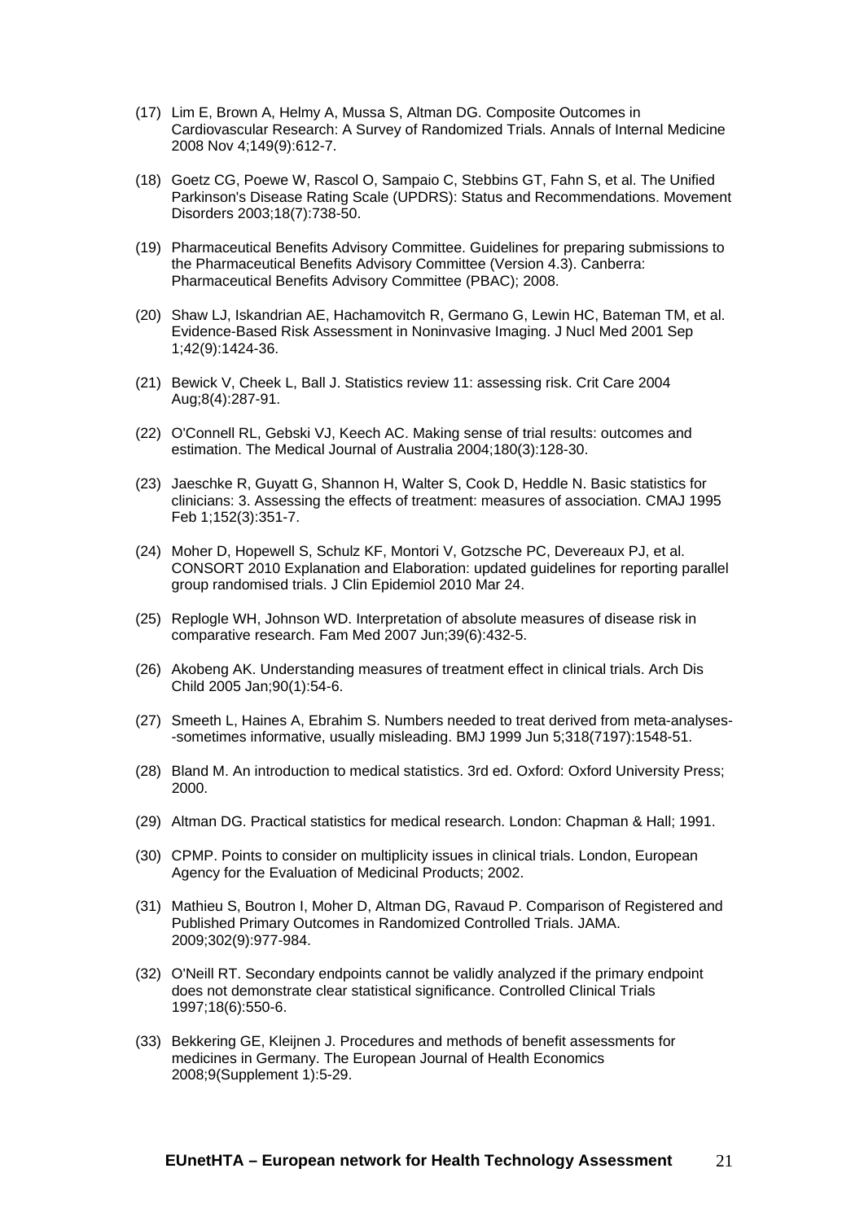(17) Lim E, Brown A, Helmy A, Mussa S, Altman DG. Composite Outcomes in Cardiovascular Research: A Survey of Randomized Trials. Annals of Internal Medicine 2008 Nov 4;149(9):612-7.

(18) Goetz CG, Poewe W, Rascol O, Sampaio C, Stebbins GT, Fahn S, et al. The Unified Parkinson's Disease Rating Scale (UPDRS): Status and Recommendations. Movement Disorders 2003;18(7):738-50.

(19) Pharmaceutical Benefits Advisory Committee. Guidelines for preparing submissions to the Pharmaceutical Benefits Advisory Committee (Version 4.3). Canberra: Pharmaceutical Benefits Advisory Committee (PBAC); 2008.

(20) Shaw LJ, Iskandrian AE, Hachamovitch R, Germano G, Lewin HC, Bateman TM, et al. Evidence-Based Risk Assessment in Noninvasive Imaging. J Nucl Med 2001 Sep 1;42(9):1424-36.

(21) Bewick V, Cheek L, Ball J. Statistics review 11: assessing risk. Crit Care 2004 Aug;8(4):287-91.

(22) O'Connell RL, Gebski VJ, Keech AC. Making sense of trial results: outcomes and estimation. The Medical Journal of Australia 2004;180(3):128-30.

(23) Jaeschke R, Guyatt G, Shannon H, Walter S, Cook D, Heddle N. Basic statistics for clinicians: 3. Assessing the effects of treatment: measures of association. CMAJ 1995 Feb 1;152(3):351-7.

(24) Moher D, Hopewell S, Schulz KF, Montori V, Gotzsche PC, Devereaux PJ, et al. CONSORT 2010 Explanation and Elaboration: updated guidelines for reporting parallel group randomised trials. J Clin Epidemiol 2010 Mar 24.

(25) Replogle WH, Johnson WD. Interpretation of absolute measures of disease risk in comparative research. Fam Med 2007 Jun;39(6):432-5.

(26) Akobeng AK. Understanding measures of treatment effect in clinical trials. Arch Dis Child 2005 Jan;90(1):54-6.

(27) Smeeth L, Haines A, Ebrahim S. Numbers needed to treat derived from meta-analyses--sometimes informative, usually misleading. BMJ 1999 Jun 5;318(7197):1548-51.

(28) Bland M. An introduction to medical statistics. 3rd ed. Oxford: Oxford University Press; 2000.

(29) Altman DG. Practical statistics for medical research. London: Chapman & Hall; 1991.

(30) CPMP. Points to consider on multiplicity issues in clinical trials. London, European Agency for the Evaluation of Medicinal Products; 2002.

(31) Mathieu S, Boutron I, Moher D, Altman DG, Ravaud P. Comparison of Registered and Published Primary Outcomes in Randomized Controlled Trials. JAMA. 2009;302(9):977-984.

(32) O'Neill RT. Secondary endpoints cannot be validly analyzed if the primary endpoint does not demonstrate clear statistical significance. Controlled Clinical Trials 1997;18(6):550-6.

(33) Bekkering GE, Kleijnen J. Procedures and methods of benefit assessments for medicines in Germany. The European Journal of Health Economics 2008;9(Supplement 1):5-29.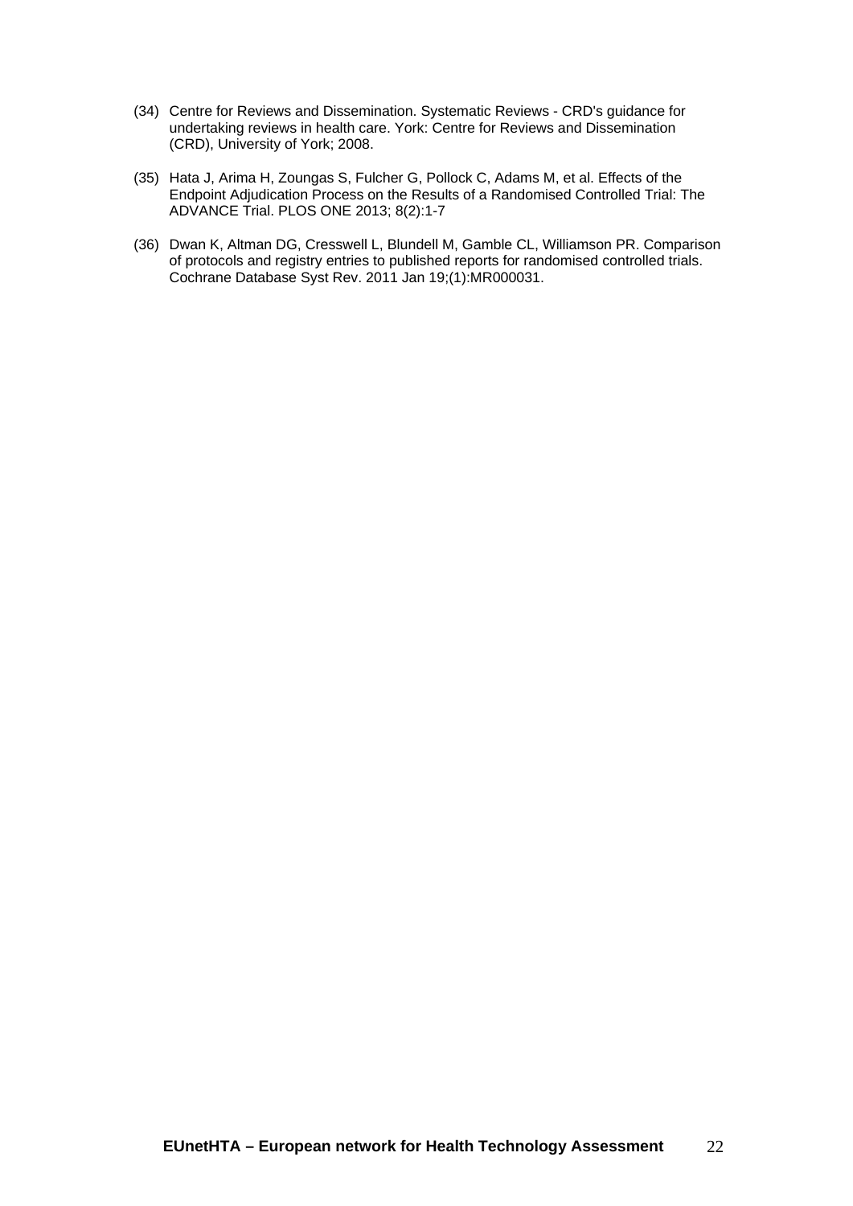(34) Centre for Reviews and Dissemination. Systematic Reviews - CRD's guidance for undertaking reviews in health care. York: Centre for Reviews and Dissemination (CRD), University of York; 2008.

(35) Hata J, Arima H, Zoungas S, Fulcher G, Pollock C, Adams M, et al. Effects of the Endpoint Adjudication Process on the Results of a Randomised Controlled Trial: The ADVANCE Trial. PLOS ONE 2013; 8(2):1-7

(36) Dwan K, Altman DG, Cresswell L, Blundell M, Gamble CL, Williamson PR. Comparison of protocols and registry entries to published reports for randomised controlled trials. Cochrane Database Syst Rev. 2011 Jan 19;(1):MR000031.